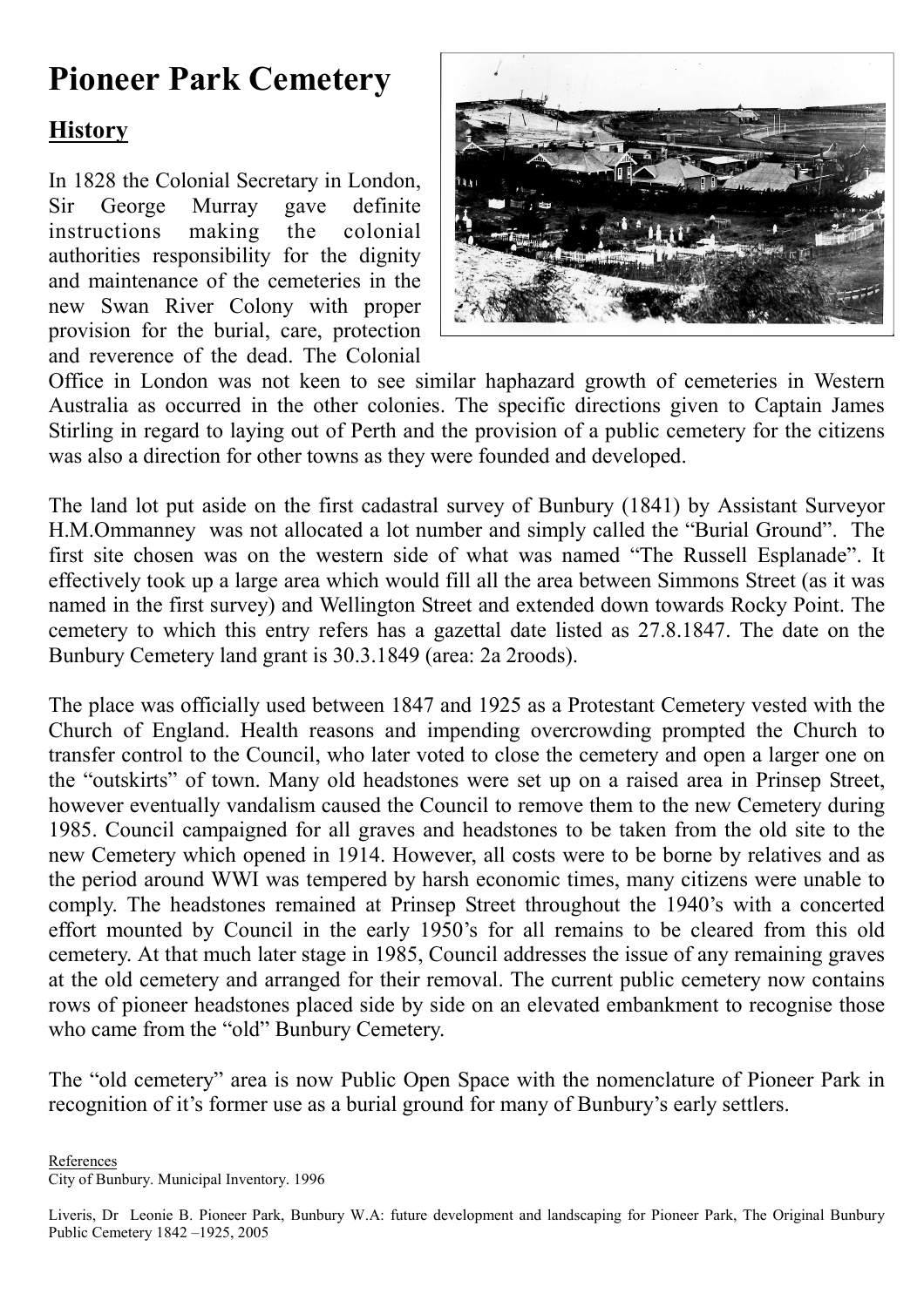# Pioneer Park Cemetery

## History

In 1828 the Colonial Secretary in London, Sir George Murray gave definite instructions making the colonial authorities responsibility for the dignity and maintenance of the cemeteries in the new Swan River Colony with proper provision for the burial, care, protection and reverence of the dead. The Colonial Office in London was not keen to see similar haphazard growth of cemeteries in Western Australia as occurred in the other colonies. The specific directions given to Captain James Stirling in regard to laying out of Perth and the provision of a public cemetery for the citizens was also a direction for other towns as they were founded and developed.

The land lot put aside on the first cadastral survey of Bunbury (1841) by Assistant Surveyor H.M.Ommanney was not allocated a lot number and simply called the "Burial Ground". The first site chosen was on the western side of what was named "The Russell Esplanade". It effectively took up a large area which would fill all the area between Simmons Street (as it was named in the first survey) and Wellington Street and extended down towards Rocky Point. The cemetery to which this entry refers has a gazettal date listed as 27.8.1847. The date on the Bunbury Cemetery land grant is 30.3.1849 (area: 2a 2roods).

The place was officially used between 1847 and 1925 as a Protestant Cemetery vested with the Church of England. Health reasons and impending overcrowding prompted the Church to transfer control to the Council, who later voted to close the cemetery and open a larger one on the "outskirts" of town. Many old headstones were set up on a raised area in Prinsep Street, however eventually vandalism caused the Council to remove them to the new Cemetery during 1985. Council campaigned for all graves and headstones to be taken from the old site to the new Cemetery which opened in 1914. However, all costs were to be borne by relatives and as the period around WWI was tempered by harsh economic times, many citizens were unable to comply. The headstones remained at Prinsep Street throughout the 1940's with a concerted effort mounted by Council in the early 1950's for all remains to be cleared from this old cemetery. At that much later stage in 1985, Council addresses the issue of any remaining graves at the old cemetery and arranged for their removal. The current public cemetery now contains rows of pioneer headstones placed side by side on an elevated embankment to recognise those who came from the "old" Bunbury Cemetery.

The "old cemetery" area is now Public Open Space with the nomenclature of Pioneer Park in recognition of it's former use as a burial ground for many of Bunbury's early settlers.

References

City of Bunbury. Municipal Inventory. 1996

Liveris, Dr Leonie B. Pioneer Park, Bunbury W.A: future development and landscaping for Pioneer Park, The Original Bunbury Public Cemetery 1842 –1925, 2005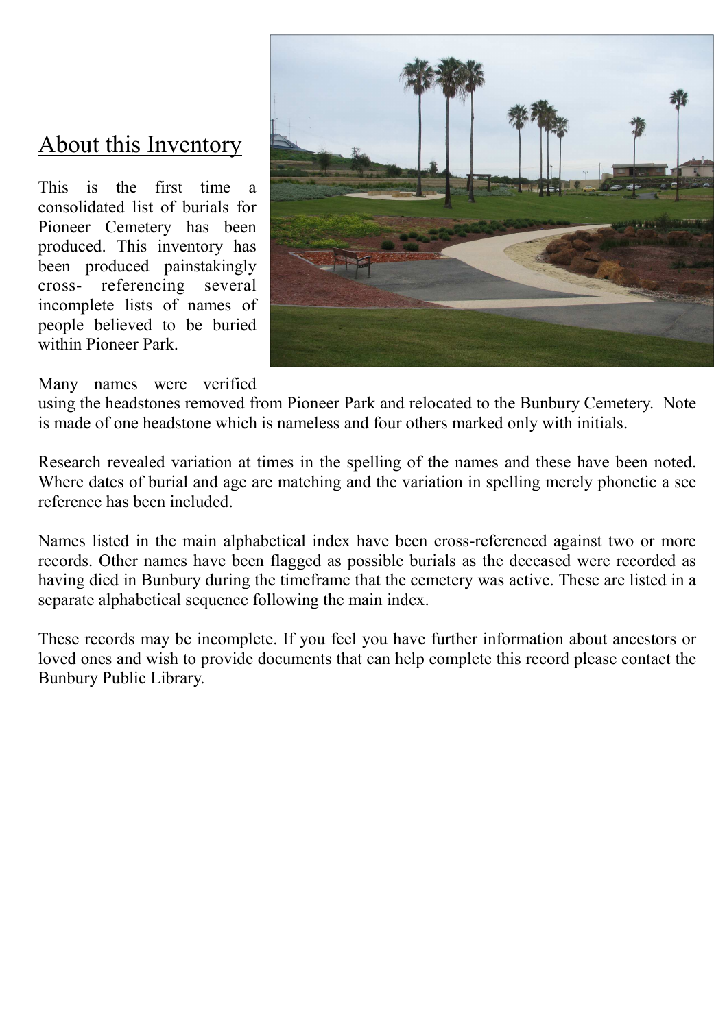## About this Inventory

This is the first time a consolidated list of burials for Pioneer Cemetery has been produced. This inventory has been produced painstakingly cross- referencing several incomplete lists of names of people believed to be buried within Pioneer Park.

Many names were verified using the headstones removed from Pioneer Park and relocated to the Bunbury Cemetery. Note is made of one headstone which is nameless and four others marked only with initials.

Research revealed variation at times in the spelling of the names and these have been noted. Where dates of burial and age are matching and the variation in spelling merely phonetic a see reference has been included.

Names listed in the main alphabetical index have been cross-referenced against two or more records. Other names have been flagged as possible burials as the deceased were recorded as having died in Bunbury during the timeframe that the cemetery was active. These are listed in a separate alphabetical sequence following the main index.

These records may be incomplete. If you feel you have further information about ancestors or loved ones and wish to provide documents that can help complete this record please contact the Bunbury Public Library.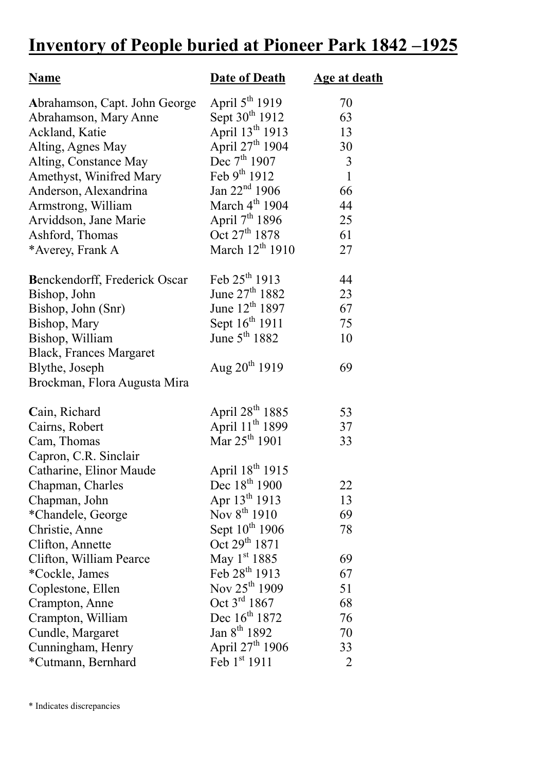# Inventory of People buried at Pioneer Park 1842 –1925

| Name | Date of Death | Age at death |
|---|---|---|
| **A**brahamson, Capt. John George | April 5th 1919 | 70 |
| Abrahamson, Mary Anne | Sept 30th 1912 | 63 |
| Ackland, Katie | April 13th 1913 | 13 |
| Alting, Agnes May | April 27th 1904 | 30 |
| Alting, Constance May | Dec 7th 1907 | 3 |
| Amethyst, Winifred Mary | Feb 9th 1912 | 1 |
| Anderson, Alexandrina | Jan 22nd 1906 | 66 |
| Armstrong, William | March 4th 1904 | 44 |
| Arviddson, Jane Marie | April 7th 1896 | 25 |
| Ashford, Thomas | Oct 27th 1878 | 61 |
| *Averey, Frank A | March 12th 1910 | 27 |
| | | |
| **B**enckendorff, Frederick Oscar | Feb 25th 1913 | 44 |
| Bishop, John | June 27th 1882 | 23 |
| Bishop, John (Snr) | June 12th 1897 | 67 |
| Bishop, Mary | Sept 16th 1911 | 75 |
| Bishop, William | June 5th 1882 | 10 |
| Black, Frances Margaret | | |
| Blythe, Joseph | Aug 20th 1919 | 69 |
| Brockman, Flora Augusta Mira | | |
| | | |
| **C**ain, Richard | April 28th 1885 | 53 |
| Cairns, Robert | April 11th 1899 | 37 |
| Cam, Thomas | Mar 25th 1901 | 33 |
| Capron, C.R. Sinclair | | |
| Catharine, Elinor Maude | April 18th 1915 | |
| Chapman, Charles | Dec 18th 1900 | 22 |
| Chapman, John | Apr 13th 1913 | 13 |
| *Chandele, George | Nov 8th 1910 | 69 |
| Christie, Anne | Sept 10th 1906 | 78 |
| Clifton, Annette | Oct 29th 1871 | |
| Clifton, William Pearce | May 1st 1885 | 69 |
| *Cockle, James | Feb 28th 1913 | 67 |
| Coplestone, Ellen | Nov 25th 1909 | 51 |
| Crampton, Anne | Oct 3rd 1867 | 68 |
| Crampton, William | Dec 16th 1872 | 76 |
| Cundle, Margaret | Jan 8th 1892 | 70 |
| Cunningham, Henry | April 27th 1906 | 33 |
| *Cutmann, Bernhard | Feb 1st 1911 | 2 |

\* Indicates discrepancies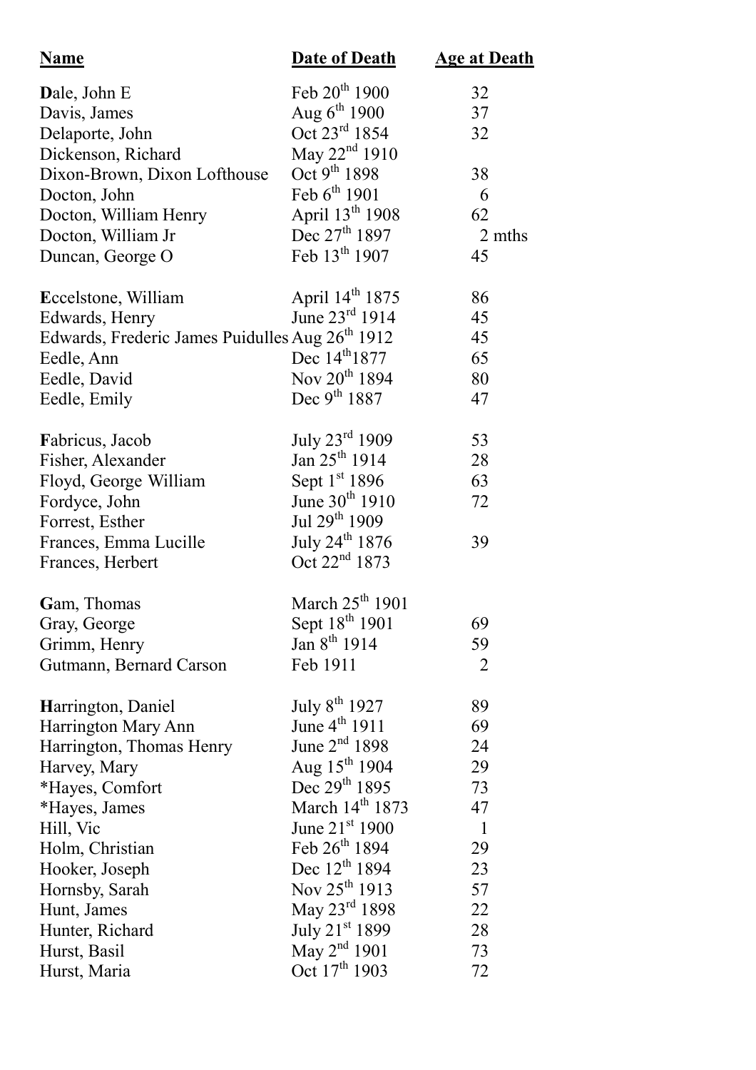| Name | Date of Death | Age at Death |
|---|---|---|
| **D**ale, John E | Feb 20th 1900 | 32 |
| Davis, James | Aug 6th 1900 | 37 |
| Delaporte, John | Oct 23rd 1854 | 32 |
| Dickenson, Richard | May 22nd 1910 | |
| Dixon-Brown, Dixon Lofthouse | Oct 9th 1898 | 38 |
| Docton, John | Feb 6th 1901 | 6 |
| Docton, William Henry | April 13th 1908 | 62 |
| Docton, William Jr | Dec 27th 1897 | 2 mths |
| Duncan, George O | Feb 13th 1907 | 45 |
| | | |
| **E**ccelstone, William | April 14th 1875 | 86 |
| Edwards, Henry | June 23rd 1914 | 45 |
| Edwards, Frederic James Puidulles | Aug 26th 1912 | 45 |
| Eedle, Ann | Dec 14th1877 | 65 |
| Eedle, David | Nov 20th 1894 | 80 |
| Eedle, Emily | Dec 9th 1887 | 47 |
| | | |
| **F**abricus, Jacob | July 23rd 1909 | 53 |
| Fisher, Alexander | Jan 25th 1914 | 28 |
| Floyd, George William | Sept 1st 1896 | 63 |
| Fordyce, John | June 30th 1910 | 72 |
| Forrest, Esther | Jul 29th 1909 | |
| Frances, Emma Lucille | July 24th 1876 | 39 |
| Frances, Herbert | Oct 22nd 1873 | |
| | | |
| **G**am, Thomas | March 25th 1901 | |
| Gray, George | Sept 18th 1901 | 69 |
| Grimm, Henry | Jan 8th 1914 | 59 |
| Gutmann, Bernard Carson | Feb 1911 | 2 |
| | | |
| **H**arrington, Daniel | July 8th 1927 | 89 |
| Harrington Mary Ann | June 4th 1911 | 69 |
| Harrington, Thomas Henry | June 2nd 1898 | 24 |
| Harvey, Mary | Aug 15th 1904 | 29 |
| *Hayes, Comfort | Dec 29th 1895 | 73 |
| *Hayes, James | March 14th 1873 | 47 |
| Hill, Vic | June 21st 1900 | 1 |
| Holm, Christian | Feb 26th 1894 | 29 |
| Hooker, Joseph | Dec 12th 1894 | 23 |
| Hornsby, Sarah | Nov 25th 1913 | 57 |
| Hunt, James | May 23rd 1898 | 22 |
| Hunter, Richard | July 21st 1899 | 28 |
| Hurst, Basil | May 2nd 1901 | 73 |
| Hurst, Maria | Oct 17th 1903 | 72 |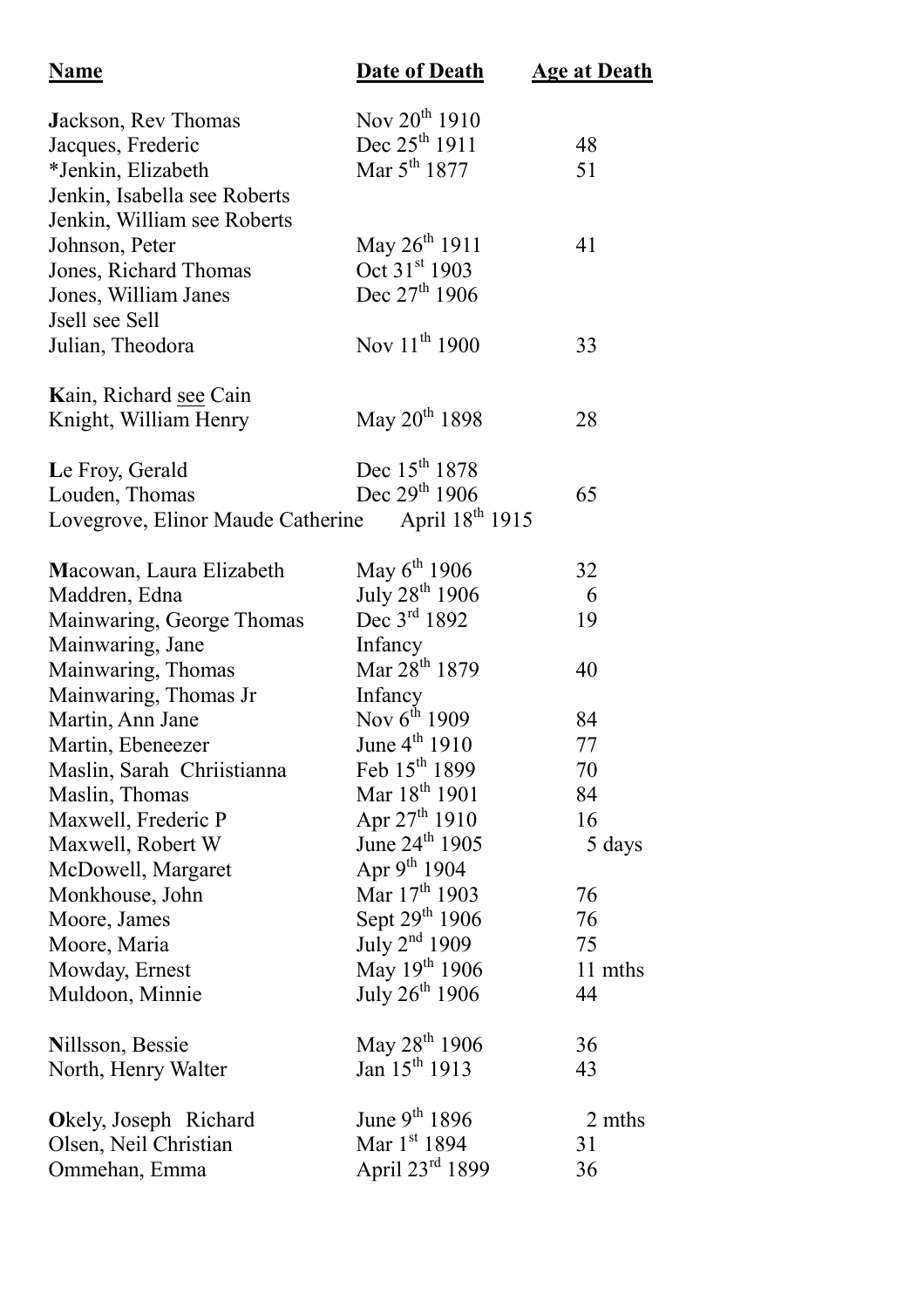| **Name** | **Date of Death** | **Age at Death** |
|---|---|---|
| **J**ackson, Rev Thomas | Nov 20th 1910 | |
| Jacques, Frederic | Dec 25th 1911 | 48 |
| *Jenkin, Elizabeth | Mar 5th 1877 | 51 |
| Jenkin, Isabella see Roberts | | |
| Jenkin, William see Roberts | | |
| Johnson, Peter | May 26th 1911 | 41 |
| Jones, Richard Thomas | Oct 31st 1903 | |
| Jones, William Janes | Dec 27th 1906 | |
| Jsell see Sell | | |
| Julian, Theodora | Nov 11th 1900 | 33 |
| | | |
| **K**ain, Richard see Cain | | |
| Knight, William Henry | May 20th 1898 | 28 |
| | | |
| **L**e Froy, Gerald | Dec 15th 1878 | |
| Louden, Thomas | Dec 29th 1906 | 65 |
| Lovegrove, Elinor Maude Catherine | April 18th 1915 | |
| | | |
| **M**acowan, Laura Elizabeth | May 6th 1906 | 32 |
| Maddren, Edna | July 28th 1906 | 6 |
| Mainwaring, George Thomas | Dec 3rd 1892 | 19 |
| Mainwaring, Jane | Infancy | |
| Mainwaring, Thomas | Mar 28th 1879 | 40 |
| Mainwaring, Thomas Jr | Infancy | |
| Martin, Ann Jane | Nov 6th 1909 | 84 |
| Martin, Ebeneezer | June 4th 1910 | 77 |
| Maslin, Sarah Chriistianna | Feb 15th 1899 | 70 |
| Maslin, Thomas | Mar 18th 1901 | 84 |
| Maxwell, Frederic P | Apr 27th 1910 | 16 |
| Maxwell, Robert W | June 24th 1905 | 5 days |
| McDowell, Margaret | Apr 9th 1904 | |
| Monkhouse, John | Mar 17th 1903 | 76 |
| Moore, James | Sept 29th 1906 | 76 |
| Moore, Maria | July 2nd 1909 | 75 |
| Mowday, Ernest | May 19th 1906 | 11 mths |
| Muldoon, Minnie | July 26th 1906 | 44 |
| | | |
| **N**illsson, Bessie | May 28th 1906 | 36 |
| North, Henry Walter | Jan 15th 1913 | 43 |
| | | |
| **O**kely, Joseph Richard | June 9th 1896 | 2 mths |
| Olsen, Neil Christian | Mar 1st 1894 | 31 |
| Ommehan, Emma | April 23rd 1899 | 36 |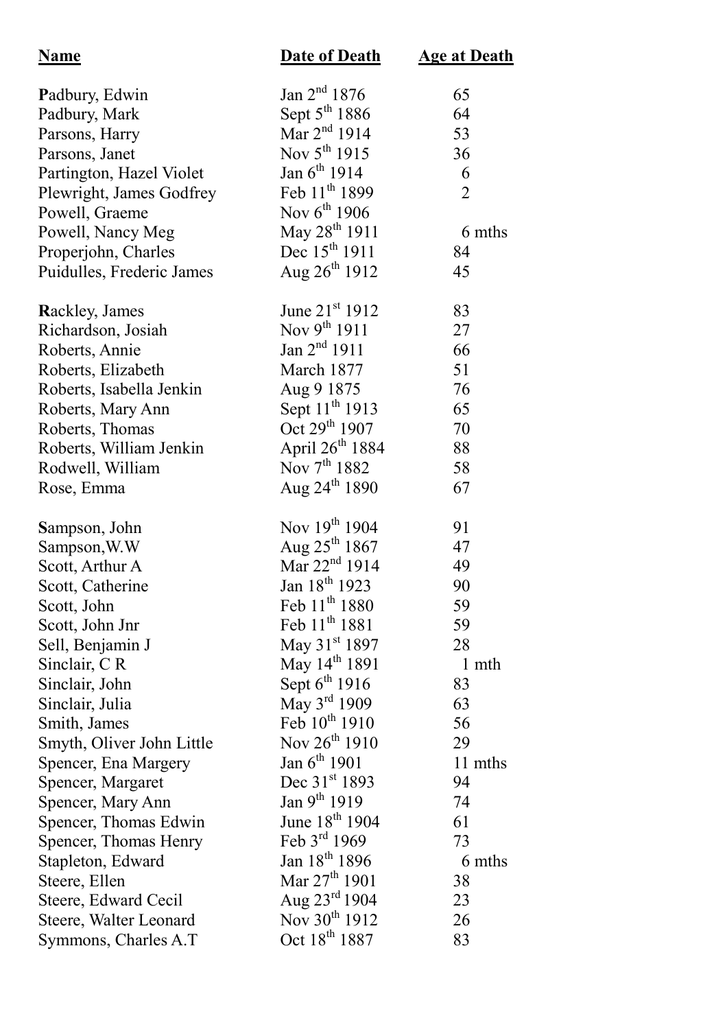| Name | Date of Death | Age at Death |
|---|---|---|
| **P**adbury, Edwin | Jan 2nd 1876 | 65 |
| Padbury, Mark | Sept 5th 1886 | 64 |
| Parsons, Harry | Mar 2nd 1914 | 53 |
| Parsons, Janet | Nov 5th 1915 | 36 |
| Partington, Hazel Violet | Jan 6th 1914 | 6 |
| Plewright, James Godfrey | Feb 11th 1899 | 2 |
| Powell, Graeme | Nov 6th 1906 | |
| Powell, Nancy Meg | May 28th 1911 | 6 mths |
| Properjohn, Charles | Dec 15th 1911 | 84 |
| Puidulles, Frederic James | Aug 26th 1912 | 45 |
| | | |
| **R**ackley, James | June 21st 1912 | 83 |
| Richardson, Josiah | Nov 9th 1911 | 27 |
| Roberts, Annie | Jan 2nd 1911 | 66 |
| Roberts, Elizabeth | March 1877 | 51 |
| Roberts, Isabella Jenkin | Aug 9 1875 | 76 |
| Roberts, Mary Ann | Sept 11th 1913 | 65 |
| Roberts, Thomas | Oct 29th 1907 | 70 |
| Roberts, William Jenkin | April 26th 1884 | 88 |
| Rodwell, William | Nov 7th 1882 | 58 |
| Rose, Emma | Aug 24th 1890 | 67 |
| | | |
| **S**ampson, John | Nov 19th 1904 | 91 |
| Sampson,W.W | Aug 25th 1867 | 47 |
| Scott, Arthur A | Mar 22nd 1914 | 49 |
| Scott, Catherine | Jan 18th 1923 | 90 |
| Scott, John | Feb 11th 1880 | 59 |
| Scott, John Jnr | Feb 11th 1881 | 59 |
| Sell, Benjamin J | May 31st 1897 | 28 |
| Sinclair, C R | May 14th 1891 | 1 mth |
| Sinclair, John | Sept 6th 1916 | 83 |
| Sinclair, Julia | May 3rd 1909 | 63 |
| Smith, James | Feb 10th 1910 | 56 |
| Smyth, Oliver John Little | Nov 26th 1910 | 29 |
| Spencer, Ena Margery | Jan 6th 1901 | 11 mths |
| Spencer, Margaret | Dec 31st 1893 | 94 |
| Spencer, Mary Ann | Jan 9th 1919 | 74 |
| Spencer, Thomas Edwin | June 18th 1904 | 61 |
| Spencer, Thomas Henry | Feb 3rd 1969 | 73 |
| Stapleton, Edward | Jan 18th 1896 | 6 mths |
| Steere, Ellen | Mar 27th 1901 | 38 |
| Steere, Edward Cecil | Aug 23rd 1904 | 23 |
| Steere, Walter Leonard | Nov 30th 1912 | 26 |
| Symmons, Charles A.T | Oct 18th 1887 | 83 |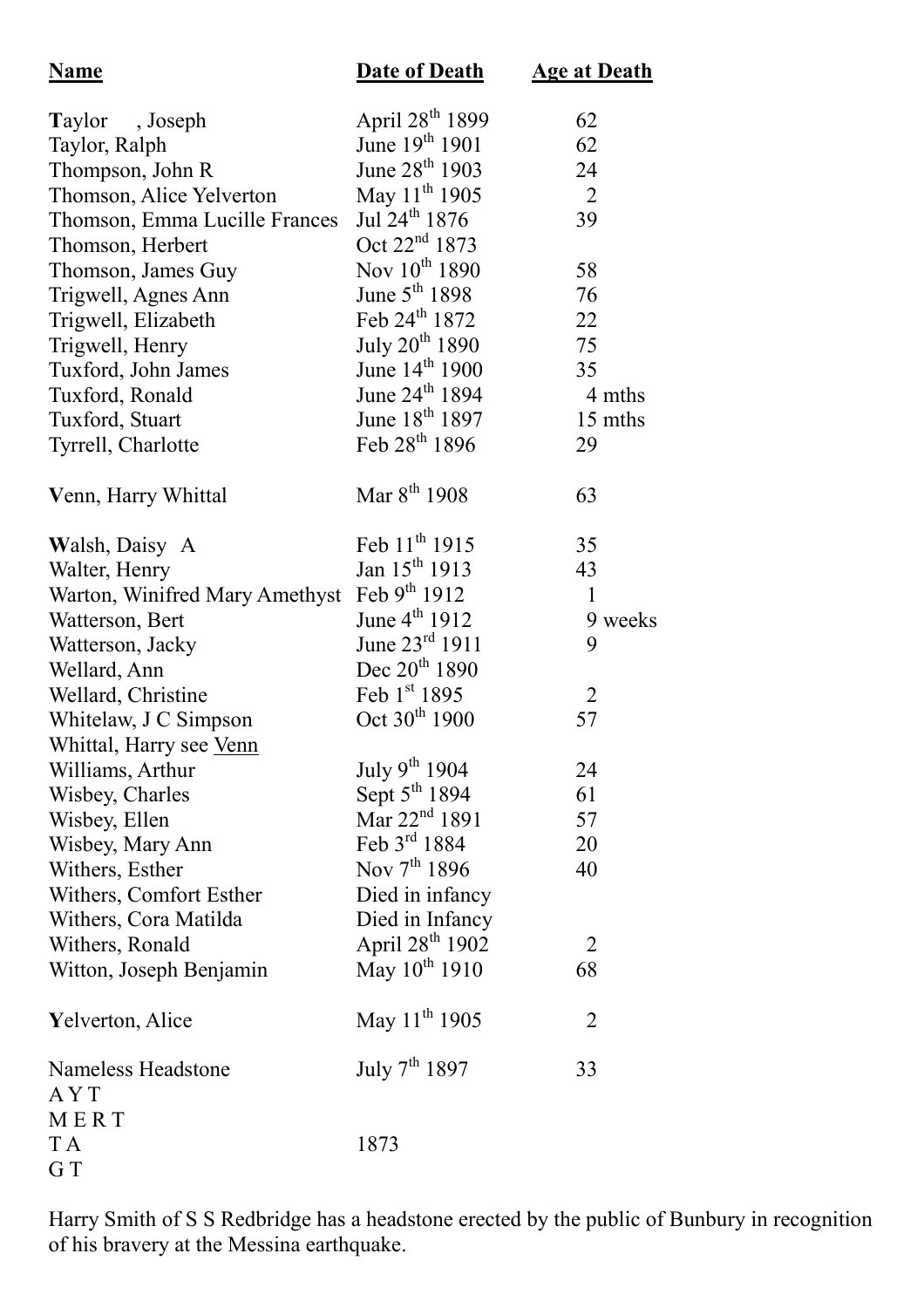| **Name** | **Date of Death** | **Age at Death** |
|---|---|---|
| **T**aylor , Joseph | April 28th 1899 | 62 |
| Taylor, Ralph | June 19th 1901 | 62 |
| Thompson, John R | June 28th 1903 | 24 |
| Thomson, Alice Yelverton | May 11th 1905 | 2 |
| Thomson, Emma Lucille Frances | Jul 24th 1876 | 39 |
| Thomson, Herbert | Oct 22nd 1873 | |
| Thomson, James Guy | Nov 10th 1890 | 58 |
| Trigwell, Agnes Ann | June 5th 1898 | 76 |
| Trigwell, Elizabeth | Feb 24th 1872 | 22 |
| Trigwell, Henry | July 20th 1890 | 75 |
| Tuxford, John James | June 14th 1900 | 35 |
| Tuxford, Ronald | June 24th 1894 | 4 mths |
| Tuxford, Stuart | June 18th 1897 | 15 mths |
| Tyrrell, Charlotte | Feb 28th 1896 | 29 |
| | | |
| **V**enn, Harry Whittal | Mar 8th 1908 | 63 |
| | | |
| **W**alsh, Daisy A | Feb 11th 1915 | 35 |
| Walter, Henry | Jan 15th 1913 | 43 |
| Warton, Winifred Mary Amethyst | Feb 9th 1912 | 1 |
| Watterson, Bert | June 4th 1912 | 9 weeks |
| Watterson, Jacky | June 23rd 1911 | 9 |
| Wellard, Ann | Dec 20th 1890 | |
| Wellard, Christine | Feb 1st 1895 | 2 |
| Whitelaw, J C Simpson | Oct 30th 1900 | 57 |
| Whittal, Harry see Venn | | |
| Williams, Arthur | July 9th 1904 | 24 |
| Wisbey, Charles | Sept 5th 1894 | 61 |
| Wisbey, Ellen | Mar 22nd 1891 | 57 |
| Wisbey, Mary Ann | Feb 3rd 1884 | 20 |
| Withers, Esther | Nov 7th 1896 | 40 |
| Withers, Comfort Esther | Died in infancy | |
| Withers, Cora Matilda | Died in Infancy | |
| Withers, Ronald | April 28th 1902 | 2 |
| Witton, Joseph Benjamin | May 10th 1910 | 68 |
| | | |
| **Y**elverton, Alice | May 11th 1905 | 2 |
| | | |
| Nameless Headstone | July 7th 1897 | 33 |
| A Y T | | |
| M E R T | | |
| T A | 1873 | |
| G T | | |

Harry Smith of S S Redbridge has a headstone erected by the public of Bunbury in recognition of his bravery at the Messina earthquake.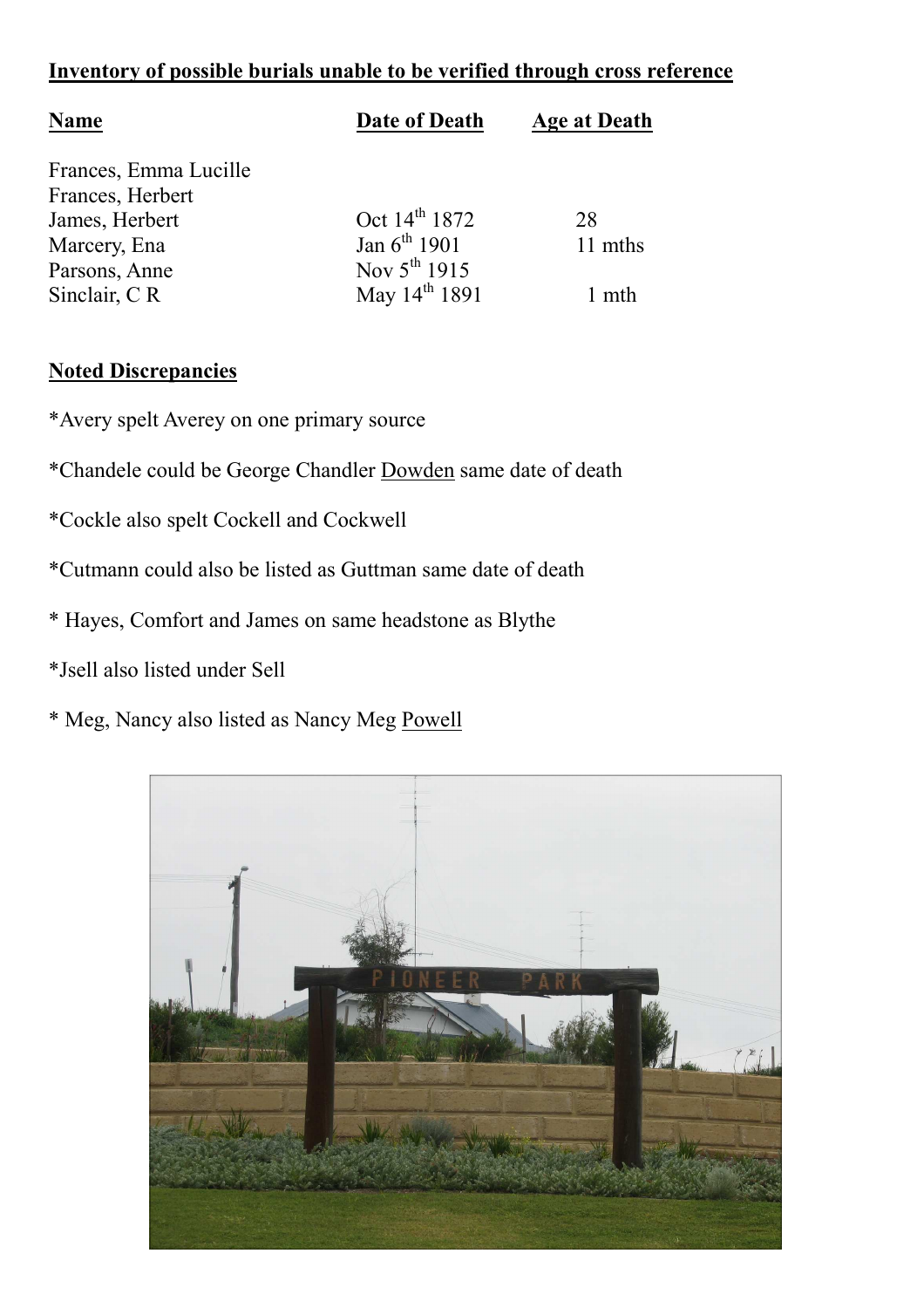**Inventory of possible burials unable to be verified through cross reference**

| Name | Date of Death | Age at Death |
|---|---|---|
| Frances, Emma Lucille | | |
| Frances, Herbert | | |
| James, Herbert | Oct 14th 1872 | 28 |
| Marcery, Ena | Jan 6th 1901 | 11 mths |
| Parsons, Anne | Nov 5th 1915 | |
| Sinclair, C R | May 14th 1891 | 1 mth |

**Noted Discrepancies**

*Avery spelt Averey on one primary source

*Chandele could be George Chandler Dowden same date of death

*Cockle also spelt Cockell and Cockwell

*Cutmann could also be listed as Guttman same date of death

* Hayes, Comfort and James on same headstone as Blythe

*Jsell also listed under Sell

* Meg, Nancy also listed as Nancy Meg Powell